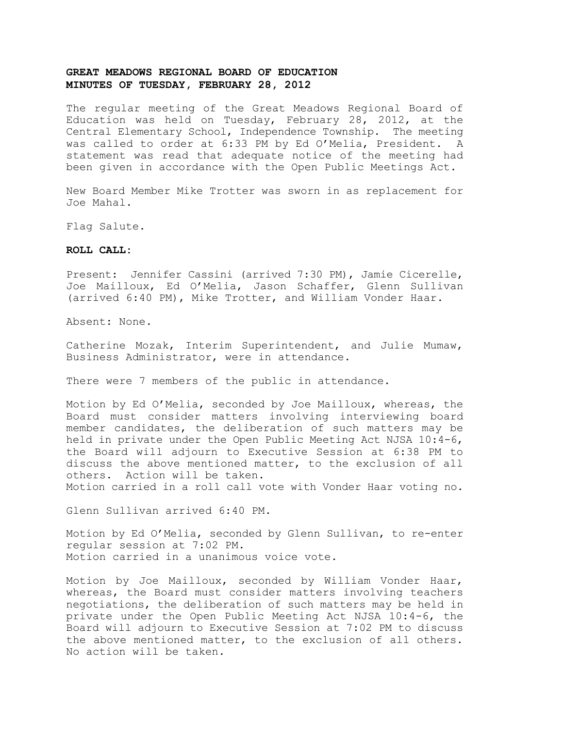**GREAT MEADOWS REGIONAL BOARD OF EDUCATION**
**MINUTES OF TUESDAY, FEBRUARY 28, 2012**

The regular meeting of the Great Meadows Regional Board of Education was held on Tuesday, February 28, 2012, at the Central Elementary School, Independence Township. The meeting was called to order at 6:33 PM by Ed O'Melia, President. A statement was read that adequate notice of the meeting had been given in accordance with the Open Public Meetings Act.

New Board Member Mike Trotter was sworn in as replacement for Joe Mahal.

Flag Salute.

**ROLL CALL:**

Present: Jennifer Cassini (arrived 7:30 PM), Jamie Cicerelle, Joe Mailloux, Ed O'Melia, Jason Schaffer, Glenn Sullivan (arrived 6:40 PM), Mike Trotter, and William Vonder Haar.

Absent: None.

Catherine Mozak, Interim Superintendent, and Julie Mumaw, Business Administrator, were in attendance.

There were 7 members of the public in attendance.

Motion by Ed O'Melia, seconded by Joe Mailloux, whereas, the Board must consider matters involving interviewing board member candidates, the deliberation of such matters may be held in private under the Open Public Meeting Act NJSA 10:4-6, the Board will adjourn to Executive Session at 6:38 PM to discuss the above mentioned matter, to the exclusion of all others. Action will be taken.
Motion carried in a roll call vote with Vonder Haar voting no.

Glenn Sullivan arrived 6:40 PM.

Motion by Ed O'Melia, seconded by Glenn Sullivan, to re-enter regular session at 7:02 PM.
Motion carried in a unanimous voice vote.

Motion by Joe Mailloux, seconded by William Vonder Haar, whereas, the Board must consider matters involving teachers negotiations, the deliberation of such matters may be held in private under the Open Public Meeting Act NJSA 10:4-6, the Board will adjourn to Executive Session at 7:02 PM to discuss the above mentioned matter, to the exclusion of all others. No action will be taken.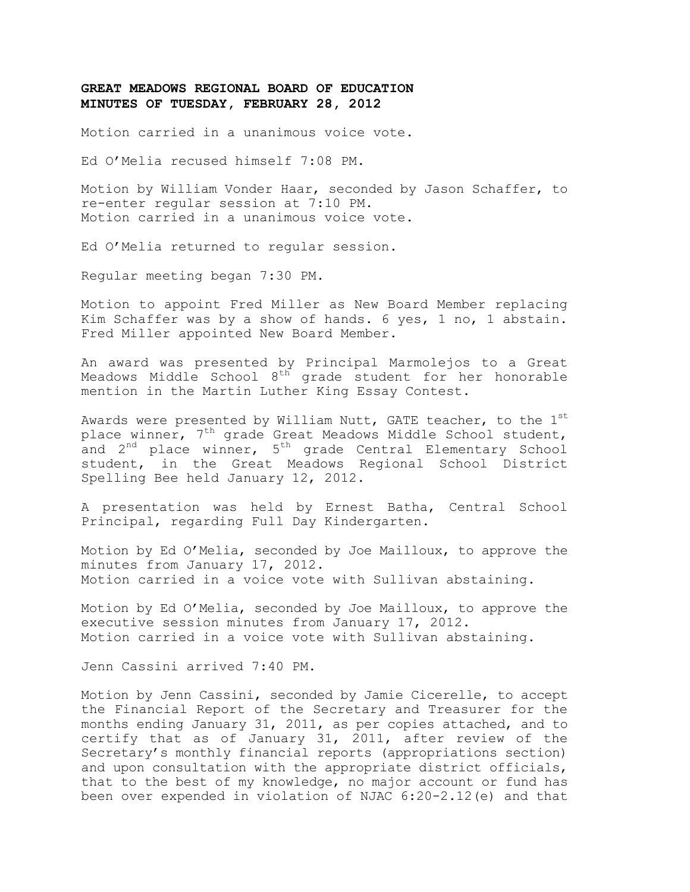**GREAT MEADOWS REGIONAL BOARD OF EDUCATION**
**MINUTES OF TUESDAY, FEBRUARY 28, 2012**

Motion carried in a unanimous voice vote.

Ed O'Melia recused himself 7:08 PM.

Motion by William Vonder Haar, seconded by Jason Schaffer, to re-enter regular session at 7:10 PM.
Motion carried in a unanimous voice vote.

Ed O'Melia returned to regular session.

Regular meeting began 7:30 PM.

Motion to appoint Fred Miller as New Board Member replacing Kim Schaffer was by a show of hands. 6 yes, 1 no, 1 abstain. Fred Miller appointed New Board Member.

An award was presented by Principal Marmolejos to a Great Meadows Middle School 8th grade student for her honorable mention in the Martin Luther King Essay Contest.

Awards were presented by William Nutt, GATE teacher, to the 1st place winner, 7th grade Great Meadows Middle School student, and 2nd place winner, 5th grade Central Elementary School student, in the Great Meadows Regional School District Spelling Bee held January 12, 2012.

A presentation was held by Ernest Batha, Central School Principal, regarding Full Day Kindergarten.

Motion by Ed O'Melia, seconded by Joe Mailloux, to approve the minutes from January 17, 2012.
Motion carried in a voice vote with Sullivan abstaining.

Motion by Ed O'Melia, seconded by Joe Mailloux, to approve the executive session minutes from January 17, 2012.
Motion carried in a voice vote with Sullivan abstaining.

Jenn Cassini arrived 7:40 PM.

Motion by Jenn Cassini, seconded by Jamie Cicerelle, to accept the Financial Report of the Secretary and Treasurer for the months ending January 31, 2011, as per copies attached, and to certify that as of January 31, 2011, after review of the Secretary's monthly financial reports (appropriations section) and upon consultation with the appropriate district officials, that to the best of my knowledge, no major account or fund has been over expended in violation of NJAC 6:20-2.12(e) and that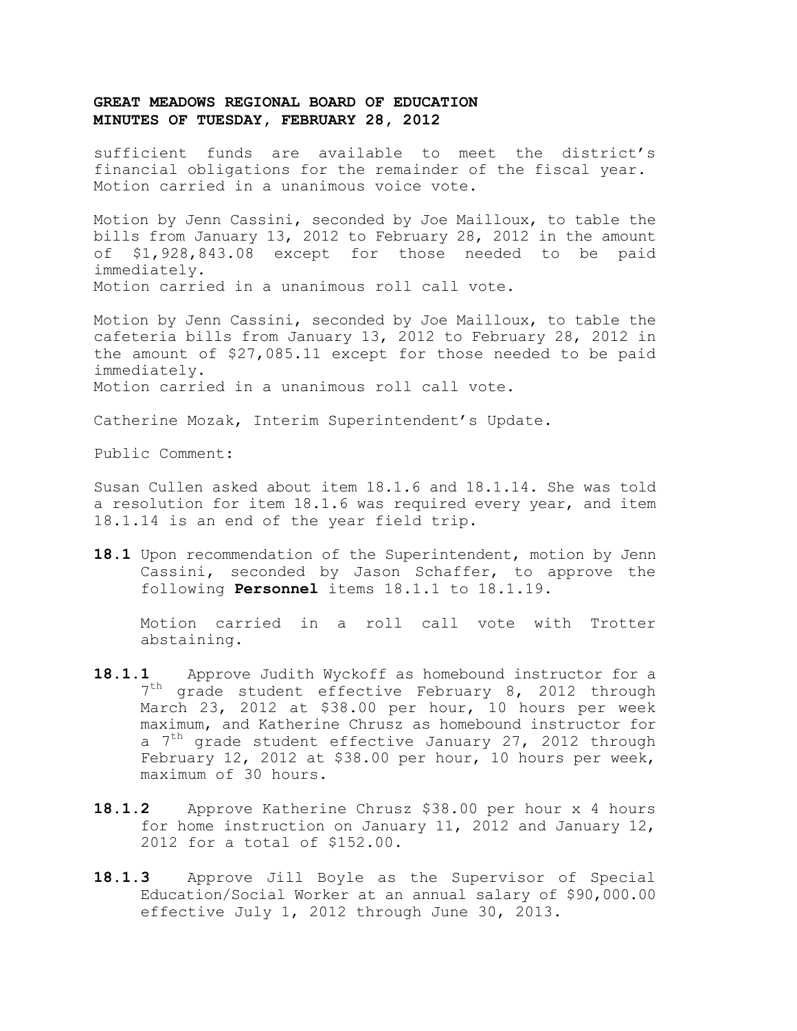sufficient funds are available to meet the district's financial obligations for the remainder of the fiscal year. Motion carried in a unanimous voice vote.

Motion by Jenn Cassini, seconded by Joe Mailloux, to table the bills from January 13, 2012 to February 28, 2012 in the amount of $1,928,843.08 except for those needed to be paid immediately.
Motion carried in a unanimous roll call vote.

Motion by Jenn Cassini, seconded by Joe Mailloux, to table the cafeteria bills from January 13, 2012 to February 28, 2012 in the amount of $27,085.11 except for those needed to be paid immediately.
Motion carried in a unanimous roll call vote.

Catherine Mozak, Interim Superintendent's Update.

Public Comment:

Susan Cullen asked about item 18.1.6 and 18.1.14. She was told a resolution for item 18.1.6 was required every year, and item 18.1.14 is an end of the year field trip.

**18.1** Upon recommendation of the Superintendent, motion by Jenn Cassini, seconded by Jason Schaffer, to approve the following **Personnel** items 18.1.1 to 18.1.19.

Motion carried in a roll call vote with Trotter abstaining.

**18.1.1** Approve Judith Wyckoff as homebound instructor for a 7th grade student effective February 8, 2012 through March 23, 2012 at $38.00 per hour, 10 hours per week maximum, and Katherine Chrusz as homebound instructor for a 7th grade student effective January 27, 2012 through February 12, 2012 at $38.00 per hour, 10 hours per week, maximum of 30 hours.

**18.1.2** Approve Katherine Chrusz $38.00 per hour x 4 hours for home instruction on January 11, 2012 and January 12, 2012 for a total of $152.00.

**18.1.3** Approve Jill Boyle as the Supervisor of Special Education/Social Worker at an annual salary of $90,000.00 effective July 1, 2012 through June 30, 2013.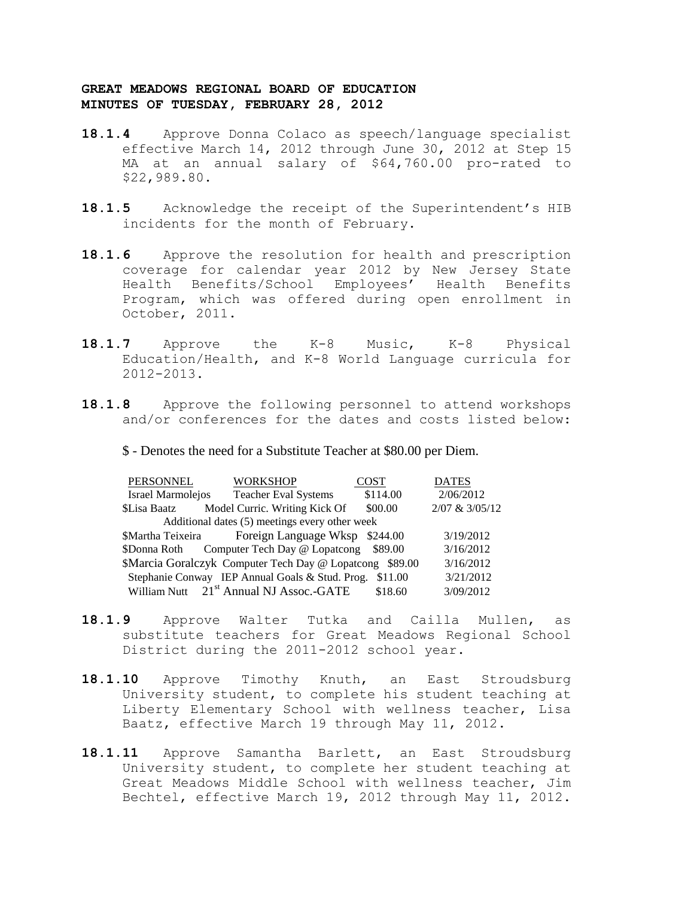**GREAT MEADOWS REGIONAL BOARD OF EDUCATION**
**MINUTES OF TUESDAY, FEBRUARY 28, 2012**

**18.1.4** Approve Donna Colaco as speech/language specialist effective March 14, 2012 through June 30, 2012 at Step 15 MA at an annual salary of $64,760.00 pro-rated to $22,989.80.

**18.1.5** Acknowledge the receipt of the Superintendent's HIB incidents for the month of February.

**18.1.6** Approve the resolution for health and prescription coverage for calendar year 2012 by New Jersey State Health Benefits/School Employees' Health Benefits Program, which was offered during open enrollment in October, 2011.

**18.1.7** Approve the K-8 Music, K-8 Physical Education/Health, and K-8 World Language curricula for 2012-2013.

**18.1.8** Approve the following personnel to attend workshops and/or conferences for the dates and costs listed below:

$ - Denotes the need for a Substitute Teacher at $80.00 per Diem.

| PERSONNEL | WORKSHOP | COST | DATES |
|---|---|---|---|
| Israel Marmolejos | Teacher Eval Systems | $114.00 | 2/06/2012 |
| $Lisa Baatz | Model Curric. Writing Kick Of | $00.00 | 2/07 & 3/05/12 |
| | Additional dates (5) meetings every other week | | |
| $Martha Teixeira | Foreign Language Wksp | $244.00 | 3/19/2012 |
| $Donna Roth | Computer Tech Day @ Lopatcong | $89.00 | 3/16/2012 |
| $Marcia Goralczyk | Computer Tech Day @ Lopatcong | $89.00 | 3/16/2012 |
| Stephanie Conway | IEP Annual Goals & Stud. Prog. | $11.00 | 3/21/2012 |
| William Nutt | 21st Annual NJ Assoc.-GATE | $18.60 | 3/09/2012 |

**18.1.9** Approve Walter Tutka and Cailla Mullen, as substitute teachers for Great Meadows Regional School District during the 2011-2012 school year.

**18.1.10** Approve Timothy Knuth, an East Stroudsburg University student, to complete his student teaching at Liberty Elementary School with wellness teacher, Lisa Baatz, effective March 19 through May 11, 2012.

**18.1.11** Approve Samantha Barlett, an East Stroudsburg University student, to complete her student teaching at Great Meadows Middle School with wellness teacher, Jim Bechtel, effective March 19, 2012 through May 11, 2012.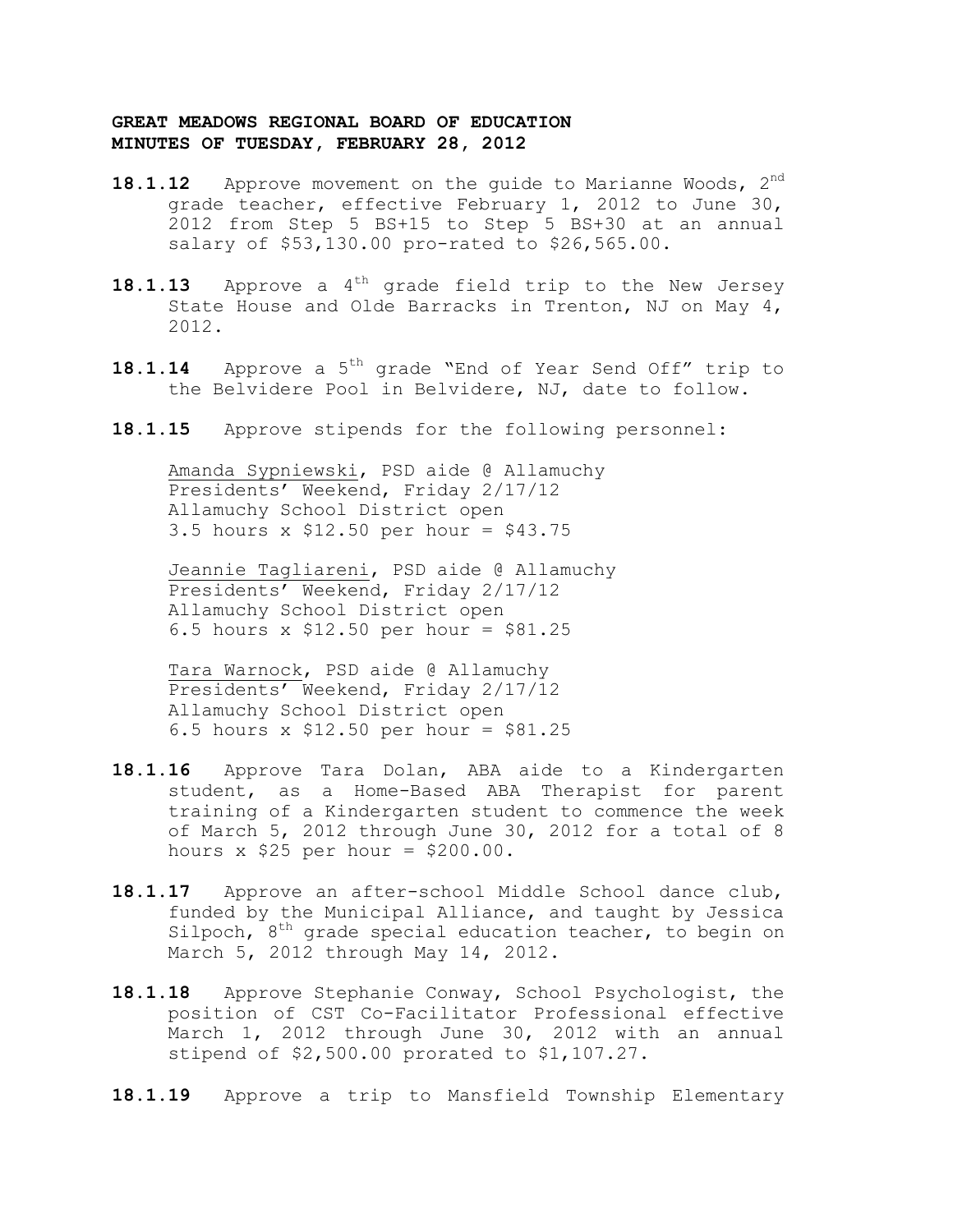**GREAT MEADOWS REGIONAL BOARD OF EDUCATION**
**MINUTES OF TUESDAY, FEBRUARY 28, 2012**

**18.1.12** Approve movement on the guide to Marianne Woods, 2nd grade teacher, effective February 1, 2012 to June 30, 2012 from Step 5 BS+15 to Step 5 BS+30 at an annual salary of $53,130.00 pro-rated to $26,565.00.

**18.1.13** Approve a 4th grade field trip to the New Jersey State House and Olde Barracks in Trenton, NJ on May 4, 2012.

**18.1.14** Approve a 5th grade "End of Year Send Off" trip to the Belvidere Pool in Belvidere, NJ, date to follow.

**18.1.15** Approve stipends for the following personnel:

Amanda Sypniewski, PSD aide @ Allamuchy
Presidents' Weekend, Friday 2/17/12
Allamuchy School District open
3.5 hours x $12.50 per hour = $43.75

Jeannie Tagliareni, PSD aide @ Allamuchy
Presidents' Weekend, Friday 2/17/12
Allamuchy School District open
6.5 hours x $12.50 per hour = $81.25

Tara Warnock, PSD aide @ Allamuchy
Presidents' Weekend, Friday 2/17/12
Allamuchy School District open
6.5 hours x $12.50 per hour = $81.25

**18.1.16** Approve Tara Dolan, ABA aide to a Kindergarten student, as a Home-Based ABA Therapist for parent training of a Kindergarten student to commence the week of March 5, 2012 through June 30, 2012 for a total of 8 hours x $25 per hour = $200.00.

**18.1.17** Approve an after-school Middle School dance club, funded by the Municipal Alliance, and taught by Jessica Silpoch, 8th grade special education teacher, to begin on March 5, 2012 through May 14, 2012.

**18.1.18** Approve Stephanie Conway, School Psychologist, the position of CST Co-Facilitator Professional effective March 1, 2012 through June 30, 2012 with an annual stipend of $2,500.00 prorated to $1,107.27.

**18.1.19** Approve a trip to Mansfield Township Elementary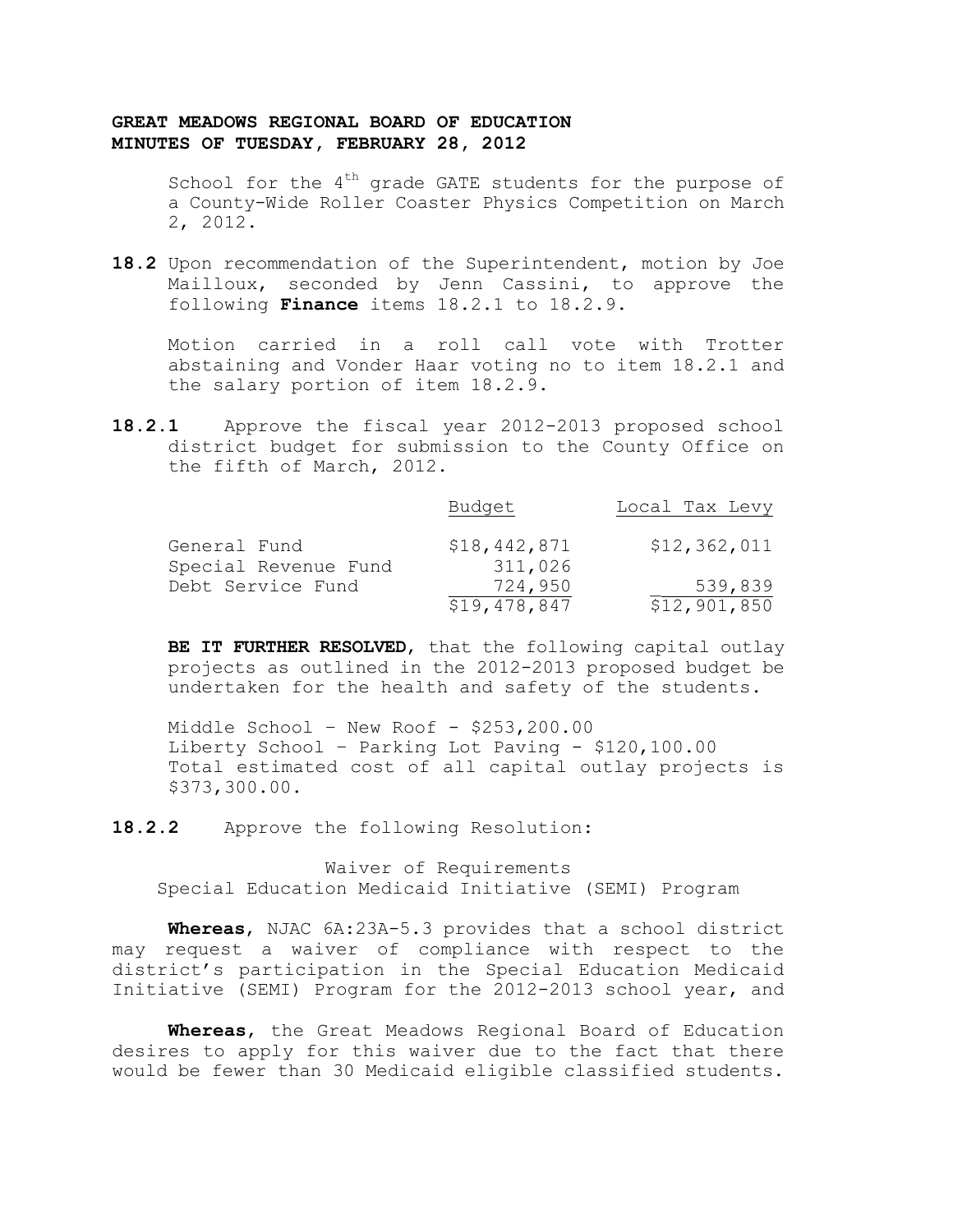**GREAT MEADOWS REGIONAL BOARD OF EDUCATION**
**MINUTES OF TUESDAY, FEBRUARY 28, 2012**

School for the 4th grade GATE students for the purpose of a County-Wide Roller Coaster Physics Competition on March 2, 2012.

**18.2** Upon recommendation of the Superintendent, motion by Joe Mailloux, seconded by Jenn Cassini, to approve the following **Finance** items 18.2.1 to 18.2.9.

Motion carried in a roll call vote with Trotter abstaining and Vonder Haar voting no to item 18.2.1 and the salary portion of item 18.2.9.

**18.2.1** Approve the fiscal year 2012-2013 proposed school district budget for submission to the County Office on the fifth of March, 2012.

| | Budget | Local Tax Levy |
|---|---|---|
| General Fund | $18,442,871 | $12,362,011 |
| Special Revenue Fund | 311,026 | |
| Debt Service Fund | 724,950 | 539,839 |
| | $19,478,847 | $12,901,850 |

**BE IT FURTHER RESOLVED**, that the following capital outlay projects as outlined in the 2012-2013 proposed budget be undertaken for the health and safety of the students.

Middle School – New Roof - $253,200.00
Liberty School – Parking Lot Paving - $120,100.00
Total estimated cost of all capital outlay projects is $373,300.00.

**18.2.2** Approve the following Resolution:

Waiver of Requirements
Special Education Medicaid Initiative (SEMI) Program

**Whereas**, NJAC 6A:23A-5.3 provides that a school district may request a waiver of compliance with respect to the district's participation in the Special Education Medicaid Initiative (SEMI) Program for the 2012-2013 school year, and

**Whereas**, the Great Meadows Regional Board of Education desires to apply for this waiver due to the fact that there would be fewer than 30 Medicaid eligible classified students.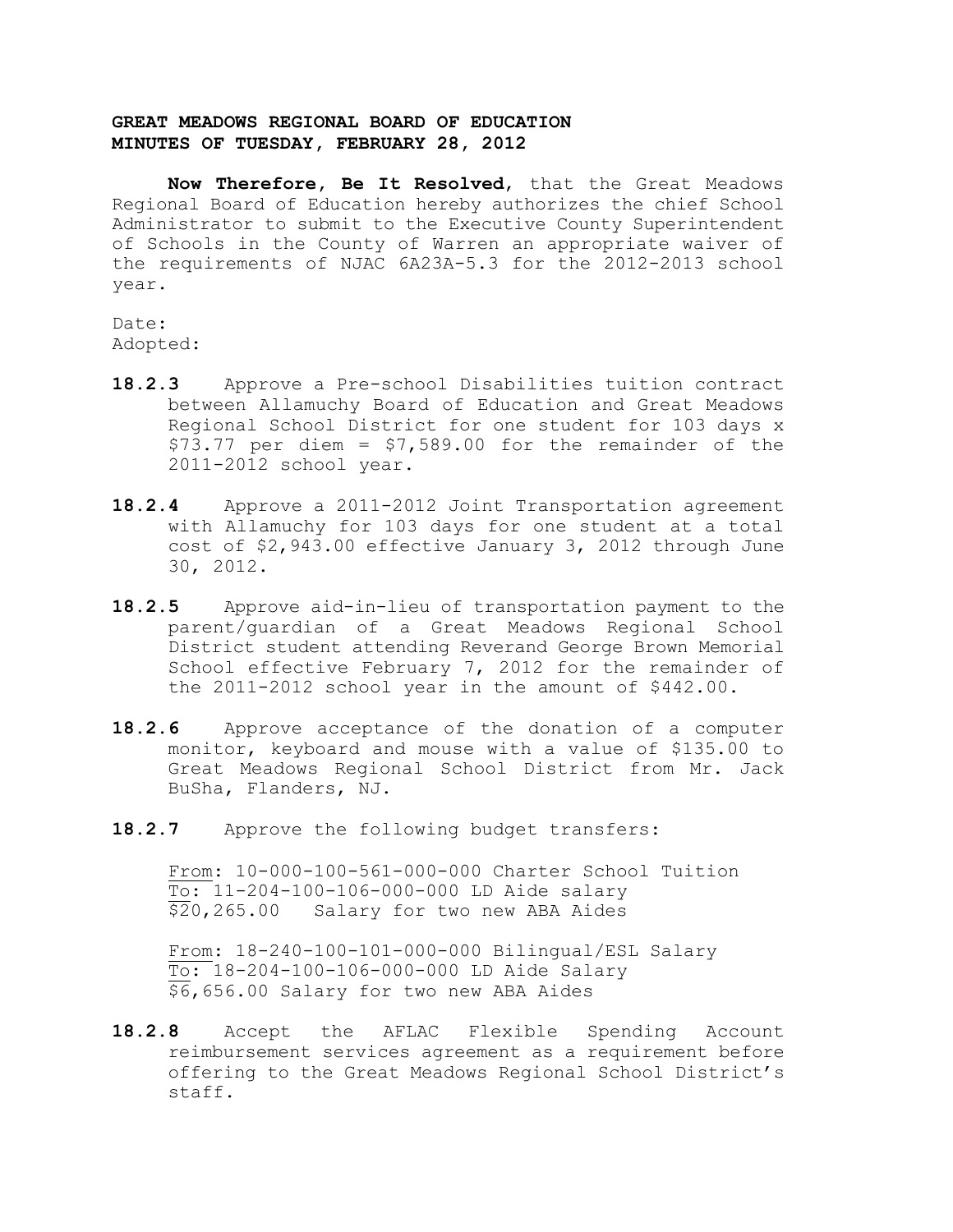**GREAT MEADOWS REGIONAL BOARD OF EDUCATION**
**MINUTES OF TUESDAY, FEBRUARY 28, 2012**

**Now Therefore, Be It Resolved**, that the Great Meadows Regional Board of Education hereby authorizes the chief School Administrator to submit to the Executive County Superintendent of Schools in the County of Warren an appropriate waiver of the requirements of NJAC 6A23A-5.3 for the 2012-2013 school year.

Date:
Adopted:

**18.2.3** Approve a Pre-school Disabilities tuition contract between Allamuchy Board of Education and Great Meadows Regional School District for one student for 103 days x $73.77 per diem = $7,589.00 for the remainder of the 2011-2012 school year.

**18.2.4** Approve a 2011-2012 Joint Transportation agreement with Allamuchy for 103 days for one student at a total cost of $2,943.00 effective January 3, 2012 through June 30, 2012.

**18.2.5** Approve aid-in-lieu of transportation payment to the parent/guardian of a Great Meadows Regional School District student attending Reverand George Brown Memorial School effective February 7, 2012 for the remainder of the 2011-2012 school year in the amount of $442.00.

**18.2.6** Approve acceptance of the donation of a computer monitor, keyboard and mouse with a value of $135.00 to Great Meadows Regional School District from Mr. Jack BuSha, Flanders, NJ.

**18.2.7** Approve the following budget transfers:

From: 10-000-100-561-000-000 Charter School Tuition
To: 11-204-100-106-000-000 LD Aide salary
$20,265.00 Salary for two new ABA Aides

From: 18-240-100-101-000-000 Bilingual/ESL Salary
To: 18-204-100-106-000-000 LD Aide Salary
$6,656.00 Salary for two new ABA Aides

**18.2.8** Accept the AFLAC Flexible Spending Account reimbursement services agreement as a requirement before offering to the Great Meadows Regional School District's staff.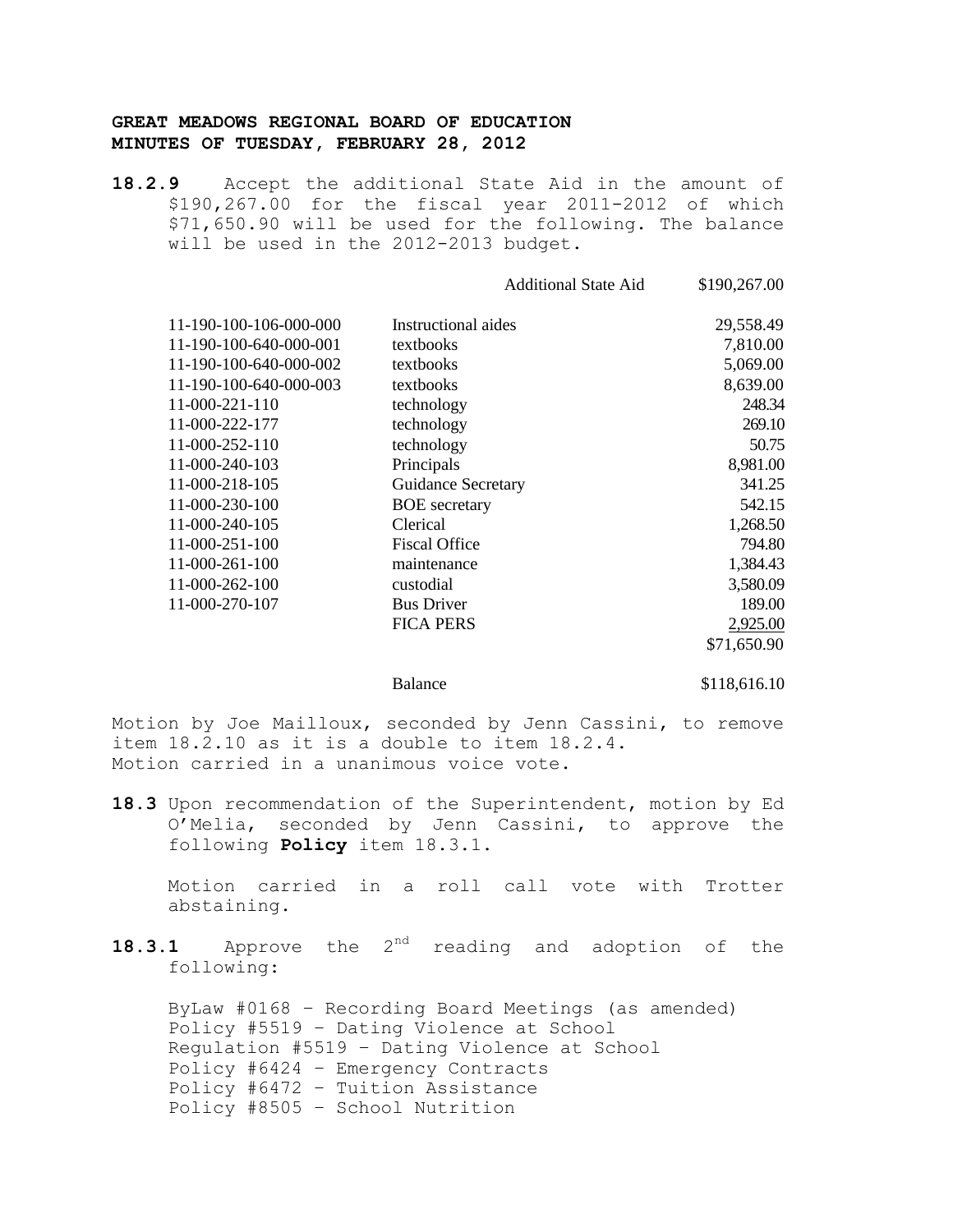**GREAT MEADOWS REGIONAL BOARD OF EDUCATION**
**MINUTES OF TUESDAY, FEBRUARY 28, 2012**

**18.2.9** Accept the additional State Aid in the amount of $190,267.00 for the fiscal year 2011-2012 of which $71,650.90 will be used for the following. The balance will be used in the 2012-2013 budget.

| | | |
|---|---|---|
| | Additional State Aid | $190,267.00 |
| 11-190-100-106-000-000 | Instructional aides | 29,558.49 |
| 11-190-100-640-000-001 | textbooks | 7,810.00 |
| 11-190-100-640-000-002 | textbooks | 5,069.00 |
| 11-190-100-640-000-003 | textbooks | 8,639.00 |
| 11-000-221-110 | technology | 248.34 |
| 11-000-222-177 | technology | 269.10 |
| 11-000-252-110 | technology | 50.75 |
| 11-000-240-103 | Principals | 8,981.00 |
| 11-000-218-105 | Guidance Secretary | 341.25 |
| 11-000-230-100 | BOE secretary | 542.15 |
| 11-000-240-105 | Clerical | 1,268.50 |
| 11-000-251-100 | Fiscal Office | 794.80 |
| 11-000-261-100 | maintenance | 1,384.43 |
| 11-000-262-100 | custodial | 3,580.09 |
| 11-000-270-107 | Bus Driver | 189.00 |
| | FICA PERS | 2,925.00 |
| | | $71,650.90 |
| | Balance | $118,616.10 |

Motion by Joe Mailloux, seconded by Jenn Cassini, to remove item 18.2.10 as it is a double to item 18.2.4.
Motion carried in a unanimous voice vote.

**18.3** Upon recommendation of the Superintendent, motion by Ed O'Melia, seconded by Jenn Cassini, to approve the following **Policy** item 18.3.1.

Motion carried in a roll call vote with Trotter abstaining.

**18.3.1** Approve the 2nd reading and adoption of the following:

ByLaw #0168 – Recording Board Meetings (as amended)
Policy #5519 – Dating Violence at School
Regulation #5519 – Dating Violence at School
Policy #6424 – Emergency Contracts
Policy #6472 – Tuition Assistance
Policy #8505 – School Nutrition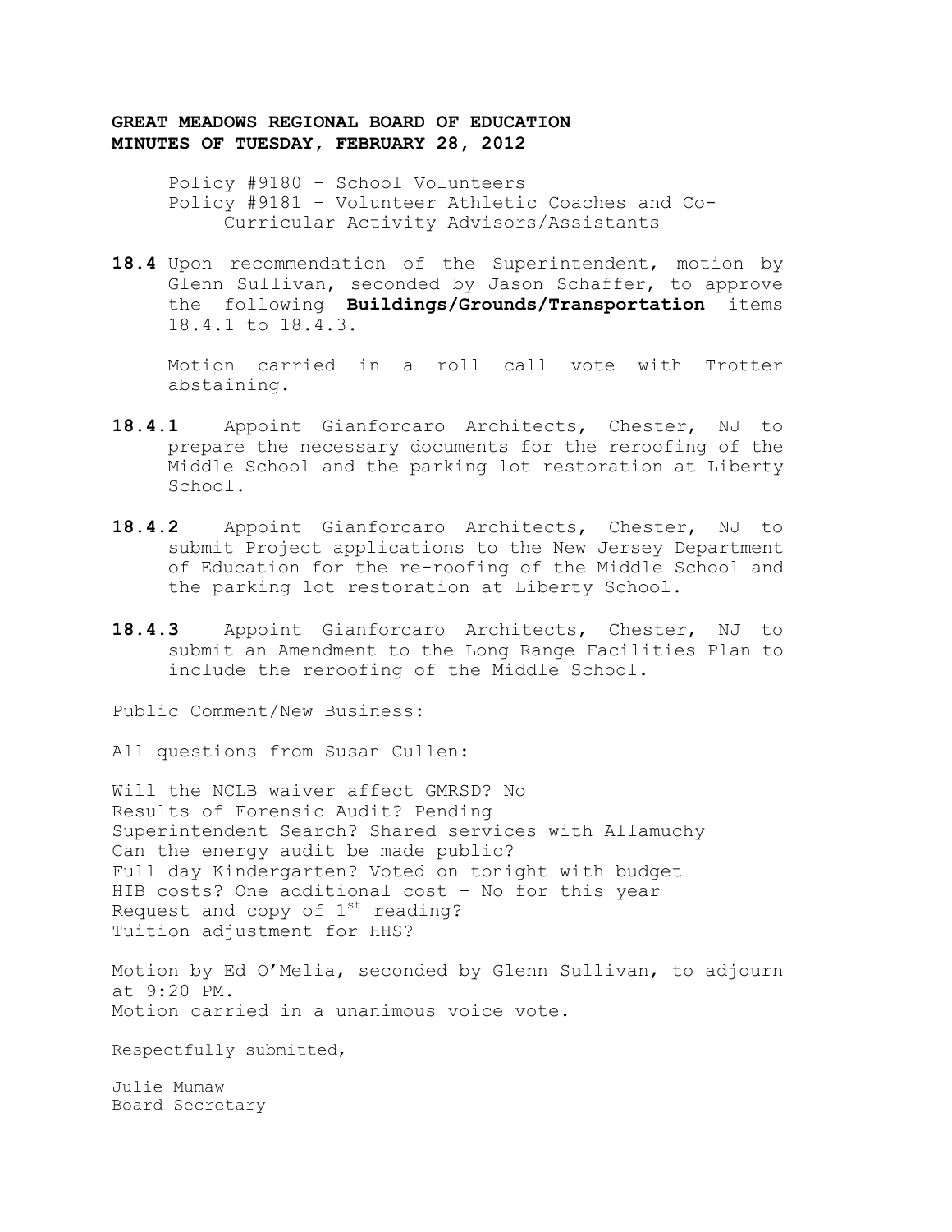**GREAT MEADOWS REGIONAL BOARD OF EDUCATION**
**MINUTES OF TUESDAY, FEBRUARY 28, 2012**

Policy #9180 – School Volunteers
Policy #9181 – Volunteer Athletic Coaches and Co-Curricular Activity Advisors/Assistants

**18.4** Upon recommendation of the Superintendent, motion by Glenn Sullivan, seconded by Jason Schaffer, to approve the following **Buildings/Grounds/Transportation** items 18.4.1 to 18.4.3.

Motion carried in a roll call vote with Trotter abstaining.

**18.4.1** Appoint Gianforcaro Architects, Chester, NJ to prepare the necessary documents for the reroofing of the Middle School and the parking lot restoration at Liberty School.

**18.4.2** Appoint Gianforcaro Architects, Chester, NJ to submit Project applications to the New Jersey Department of Education for the re-roofing of the Middle School and the parking lot restoration at Liberty School.

**18.4.3** Appoint Gianforcaro Architects, Chester, NJ to submit an Amendment to the Long Range Facilities Plan to include the reroofing of the Middle School.

Public Comment/New Business:

All questions from Susan Cullen:

Will the NCLB waiver affect GMRSD? No
Results of Forensic Audit? Pending
Superintendent Search? Shared services with Allamuchy
Can the energy audit be made public?
Full day Kindergarten? Voted on tonight with budget
HIB costs? One additional cost – No for this year
Request and copy of 1st reading?
Tuition adjustment for HHS?

Motion by Ed O'Melia, seconded by Glenn Sullivan, to adjourn at 9:20 PM.
Motion carried in a unanimous voice vote.

Respectfully submitted,

Julie Mumaw
Board Secretary